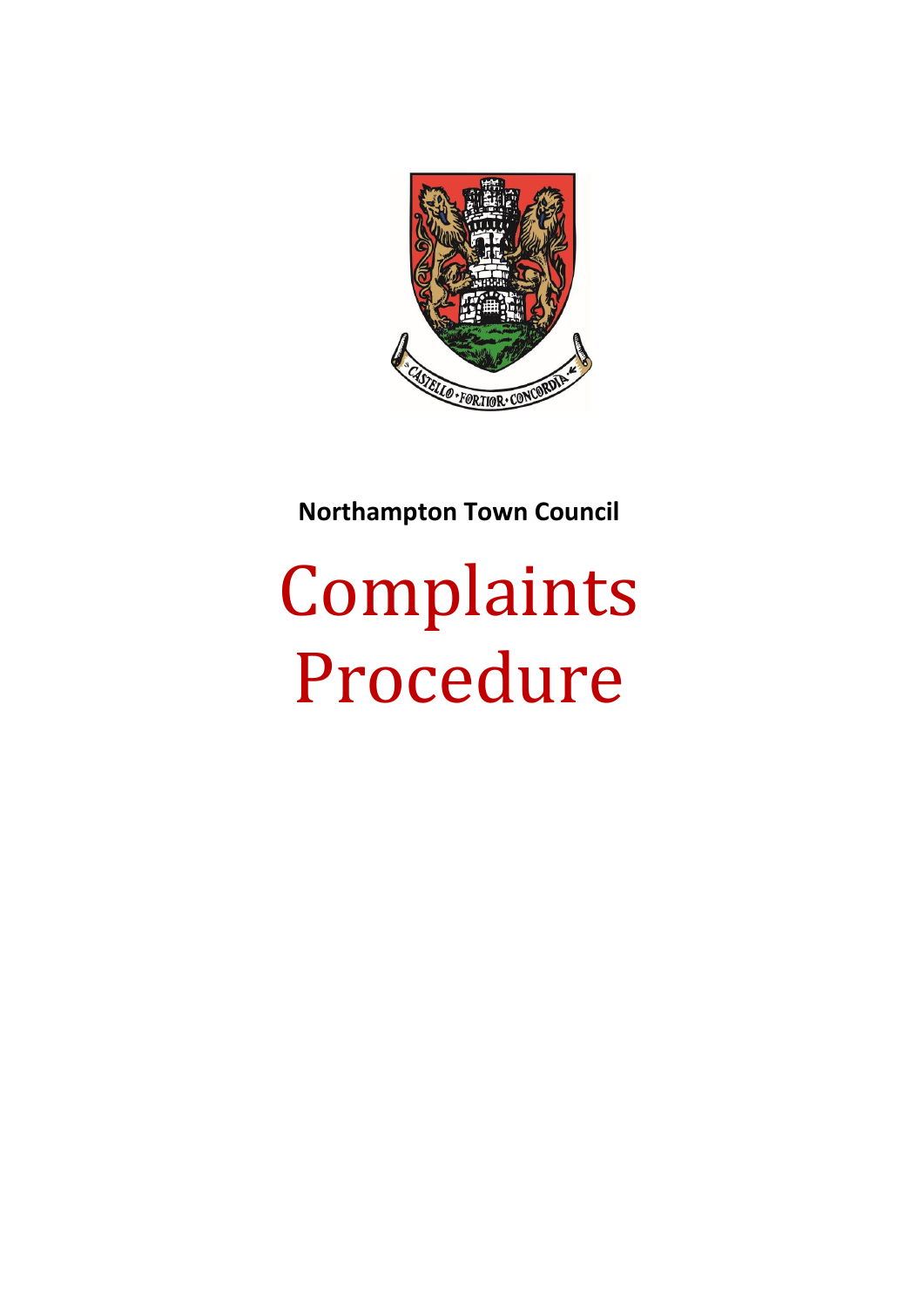**Northampton Town Council**

# Complaints Procedure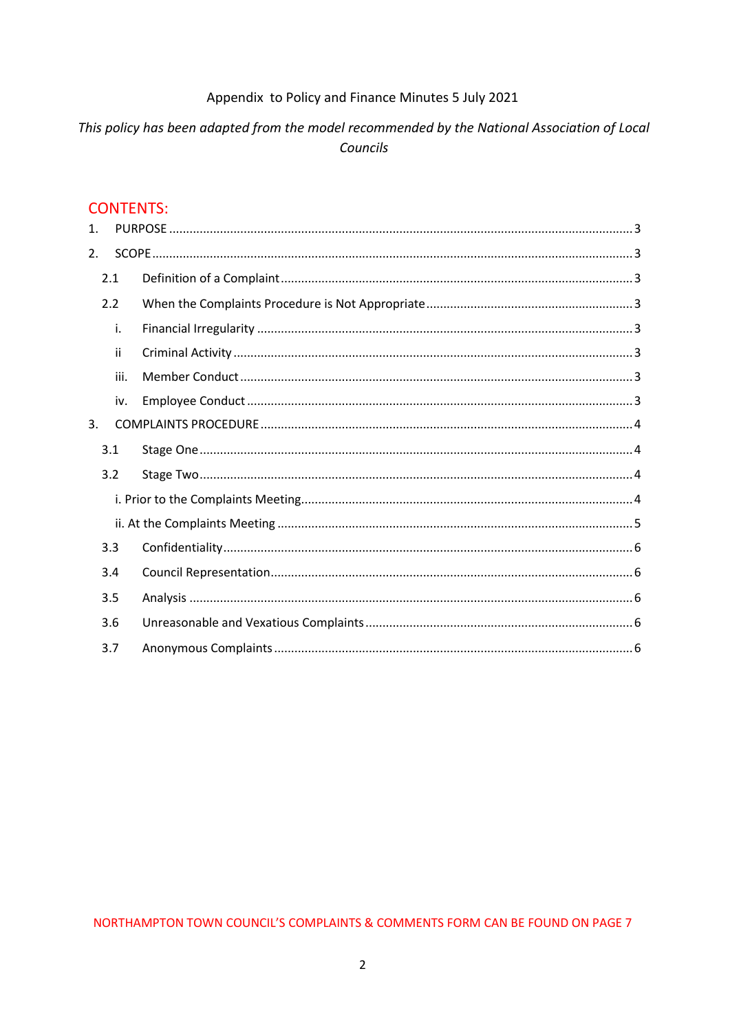Appendix to Policy and Finance Minutes 5 July 2021

*This policy has been adapted from the model recommended by the National Association of Local Councils*

## CONTENTS:

1. PURPOSE ..... 3
2. SCOPE ..... 3
   - 2.1 Definition of a Complaint ..... 3
   - 2.2 When the Complaints Procedure is Not Appropriate ..... 3
     - i. Financial Irregularity ..... 3
     - ii Criminal Activity ..... 3
     - iii. Member Conduct ..... 3
     - iv. Employee Conduct ..... 3
3. COMPLAINTS PROCEDURE ..... 4
   - 3.1 Stage One ..... 4
   - 3.2 Stage Two ..... 4
     - i. Prior to the Complaints Meeting ..... 4
     - ii. At the Complaints Meeting ..... 5
   - 3.3 Confidentiality ..... 6
   - 3.4 Council Representation ..... 6
   - 3.5 Analysis ..... 6
   - 3.6 Unreasonable and Vexatious Complaints ..... 6
   - 3.7 Anonymous Complaints ..... 6

NORTHAMPTON TOWN COUNCIL'S COMPLAINTS & COMMENTS FORM CAN BE FOUND ON PAGE 7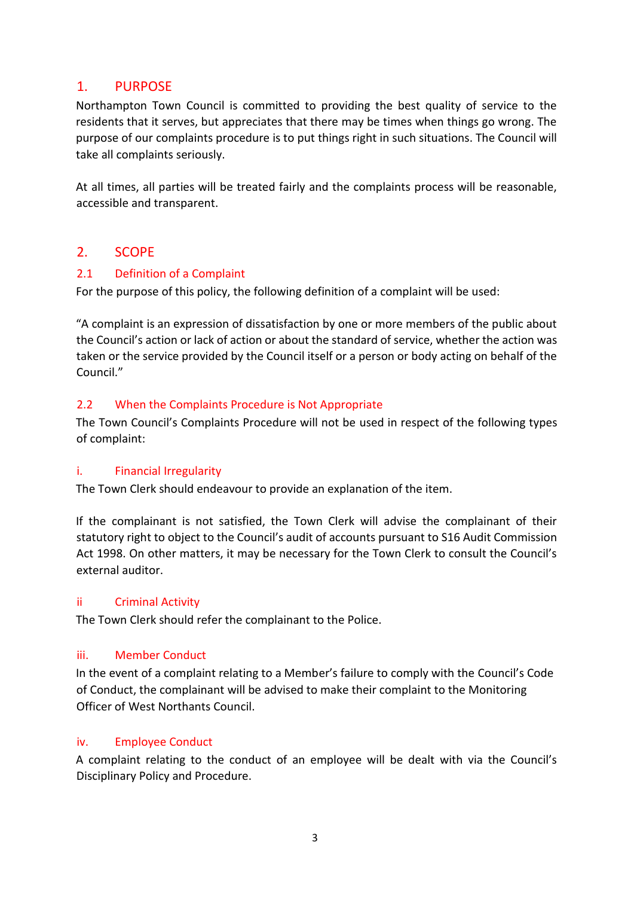## 1. PURPOSE

Northampton Town Council is committed to providing the best quality of service to the residents that it serves, but appreciates that there may be times when things go wrong. The purpose of our complaints procedure is to put things right in such situations. The Council will take all complaints seriously.

At all times, all parties will be treated fairly and the complaints process will be reasonable, accessible and transparent.

## 2. SCOPE

### 2.1 Definition of a Complaint

For the purpose of this policy, the following definition of a complaint will be used:

"A complaint is an expression of dissatisfaction by one or more members of the public about the Council's action or lack of action or about the standard of service, whether the action was taken or the service provided by the Council itself or a person or body acting on behalf of the Council."

### 2.2 When the Complaints Procedure is Not Appropriate

The Town Council's Complaints Procedure will not be used in respect of the following types of complaint:

#### i. Financial Irregularity

The Town Clerk should endeavour to provide an explanation of the item.

If the complainant is not satisfied, the Town Clerk will advise the complainant of their statutory right to object to the Council's audit of accounts pursuant to S16 Audit Commission Act 1998. On other matters, it may be necessary for the Town Clerk to consult the Council's external auditor.

#### ii Criminal Activity

The Town Clerk should refer the complainant to the Police.

#### iii. Member Conduct

In the event of a complaint relating to a Member's failure to comply with the Council's Code of Conduct, the complainant will be advised to make their complaint to the Monitoring Officer of West Northants Council.

#### iv. Employee Conduct

A complaint relating to the conduct of an employee will be dealt with via the Council's Disciplinary Policy and Procedure.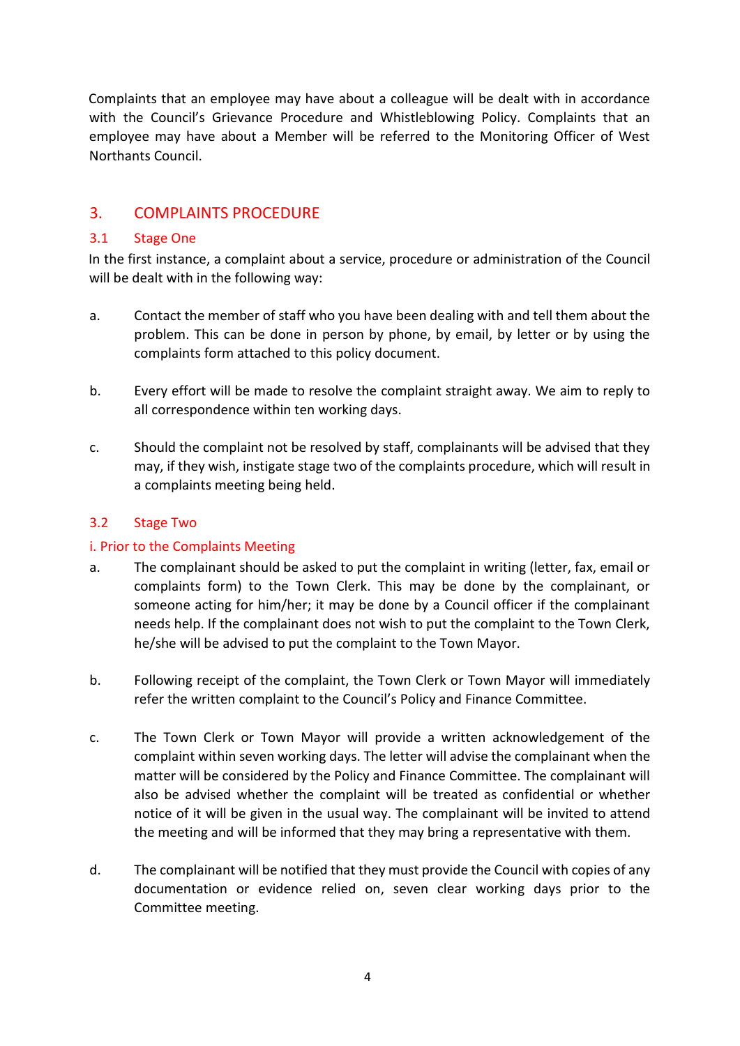Complaints that an employee may have about a colleague will be dealt with in accordance with the Council's Grievance Procedure and Whistleblowing Policy. Complaints that an employee may have about a Member will be referred to the Monitoring Officer of West Northants Council.

## 3. COMPLAINTS PROCEDURE

### 3.1 Stage One

In the first instance, a complaint about a service, procedure or administration of the Council will be dealt with in the following way:

a. Contact the member of staff who you have been dealing with and tell them about the problem. This can be done in person by phone, by email, by letter or by using the complaints form attached to this policy document.

b. Every effort will be made to resolve the complaint straight away. We aim to reply to all correspondence within ten working days.

c. Should the complaint not be resolved by staff, complainants will be advised that they may, if they wish, instigate stage two of the complaints procedure, which will result in a complaints meeting being held.

### 3.2 Stage Two

#### i. Prior to the Complaints Meeting

a. The complainant should be asked to put the complaint in writing (letter, fax, email or complaints form) to the Town Clerk. This may be done by the complainant, or someone acting for him/her; it may be done by a Council officer if the complainant needs help. If the complainant does not wish to put the complaint to the Town Clerk, he/she will be advised to put the complaint to the Town Mayor.

b. Following receipt of the complaint, the Town Clerk or Town Mayor will immediately refer the written complaint to the Council's Policy and Finance Committee.

c. The Town Clerk or Town Mayor will provide a written acknowledgement of the complaint within seven working days. The letter will advise the complainant when the matter will be considered by the Policy and Finance Committee. The complainant will also be advised whether the complaint will be treated as confidential or whether notice of it will be given in the usual way. The complainant will be invited to attend the meeting and will be informed that they may bring a representative with them.

d. The complainant will be notified that they must provide the Council with copies of any documentation or evidence relied on, seven clear working days prior to the Committee meeting.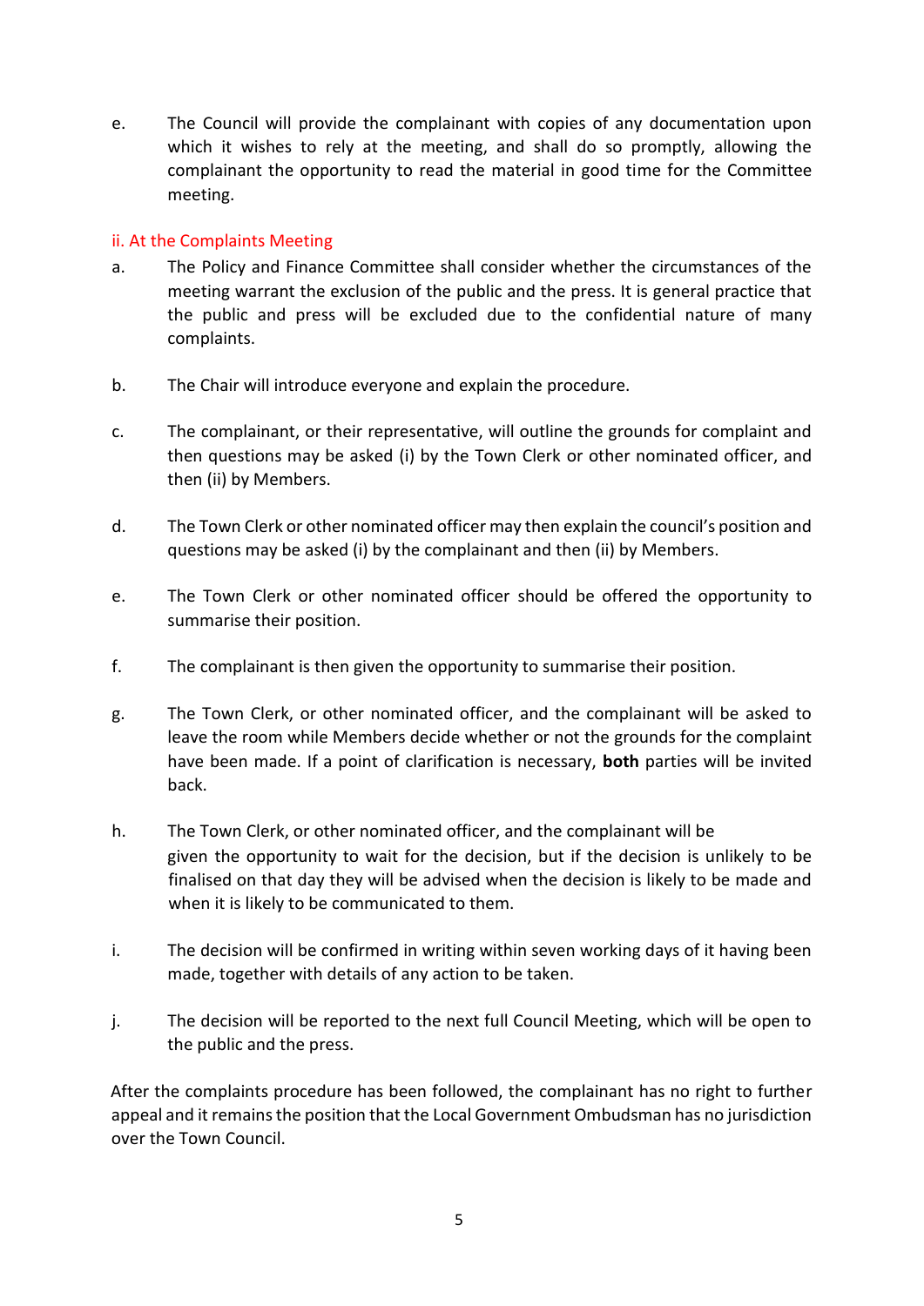e. The Council will provide the complainant with copies of any documentation upon which it wishes to rely at the meeting, and shall do so promptly, allowing the complainant the opportunity to read the material in good time for the Committee meeting.

### ii. At the Complaints Meeting

a. The Policy and Finance Committee shall consider whether the circumstances of the meeting warrant the exclusion of the public and the press. It is general practice that the public and press will be excluded due to the confidential nature of many complaints.

b. The Chair will introduce everyone and explain the procedure.

c. The complainant, or their representative, will outline the grounds for complaint and then questions may be asked (i) by the Town Clerk or other nominated officer, and then (ii) by Members.

d. The Town Clerk or other nominated officer may then explain the council's position and questions may be asked (i) by the complainant and then (ii) by Members.

e. The Town Clerk or other nominated officer should be offered the opportunity to summarise their position.

f. The complainant is then given the opportunity to summarise their position.

g. The Town Clerk, or other nominated officer, and the complainant will be asked to leave the room while Members decide whether or not the grounds for the complaint have been made. If a point of clarification is necessary, **both** parties will be invited back.

h. The Town Clerk, or other nominated officer, and the complainant will be given the opportunity to wait for the decision, but if the decision is unlikely to be finalised on that day they will be advised when the decision is likely to be made and when it is likely to be communicated to them.

i. The decision will be confirmed in writing within seven working days of it having been made, together with details of any action to be taken.

j. The decision will be reported to the next full Council Meeting, which will be open to the public and the press.

After the complaints procedure has been followed, the complainant has no right to further appeal and it remains the position that the Local Government Ombudsman has no jurisdiction over the Town Council.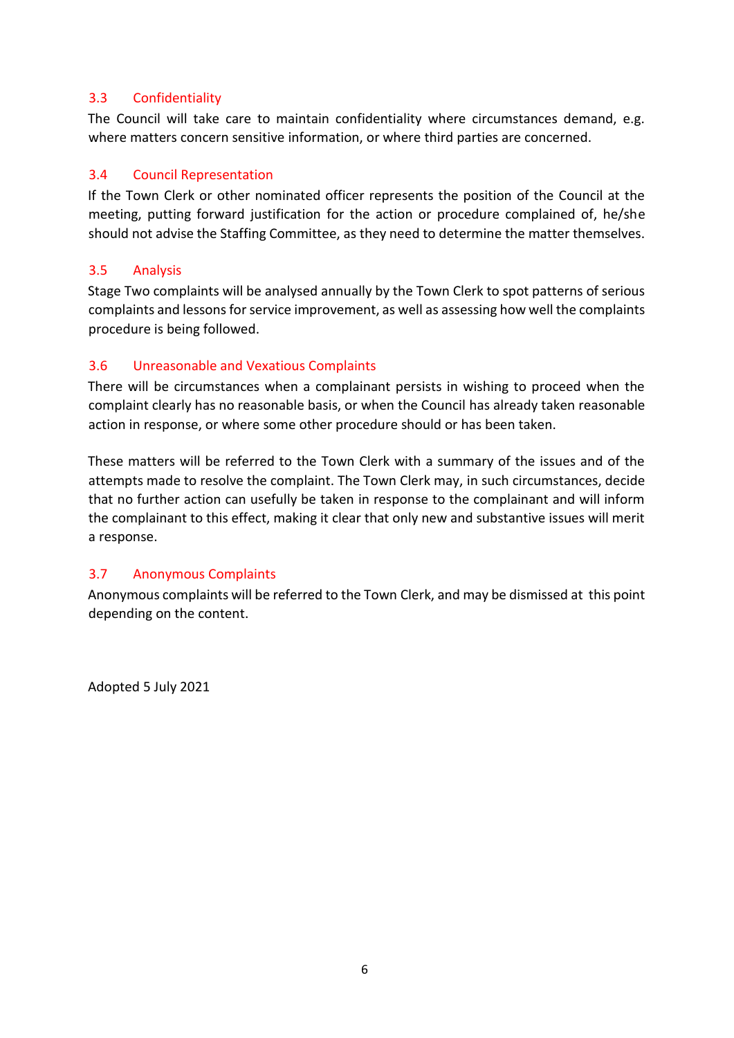### 3.3 Confidentiality

The Council will take care to maintain confidentiality where circumstances demand, e.g. where matters concern sensitive information, or where third parties are concerned.

### 3.4 Council Representation

If the Town Clerk or other nominated officer represents the position of the Council at the meeting, putting forward justification for the action or procedure complained of, he/she should not advise the Staffing Committee, as they need to determine the matter themselves.

### 3.5 Analysis

Stage Two complaints will be analysed annually by the Town Clerk to spot patterns of serious complaints and lessons for service improvement, as well as assessing how well the complaints procedure is being followed.

### 3.6 Unreasonable and Vexatious Complaints

There will be circumstances when a complainant persists in wishing to proceed when the complaint clearly has no reasonable basis, or when the Council has already taken reasonable action in response, or where some other procedure should or has been taken.

These matters will be referred to the Town Clerk with a summary of the issues and of the attempts made to resolve the complaint. The Town Clerk may, in such circumstances, decide that no further action can usefully be taken in response to the complainant and will inform the complainant to this effect, making it clear that only new and substantive issues will merit a response.

### 3.7 Anonymous Complaints

Anonymous complaints will be referred to the Town Clerk, and may be dismissed at this point depending on the content.

Adopted 5 July 2021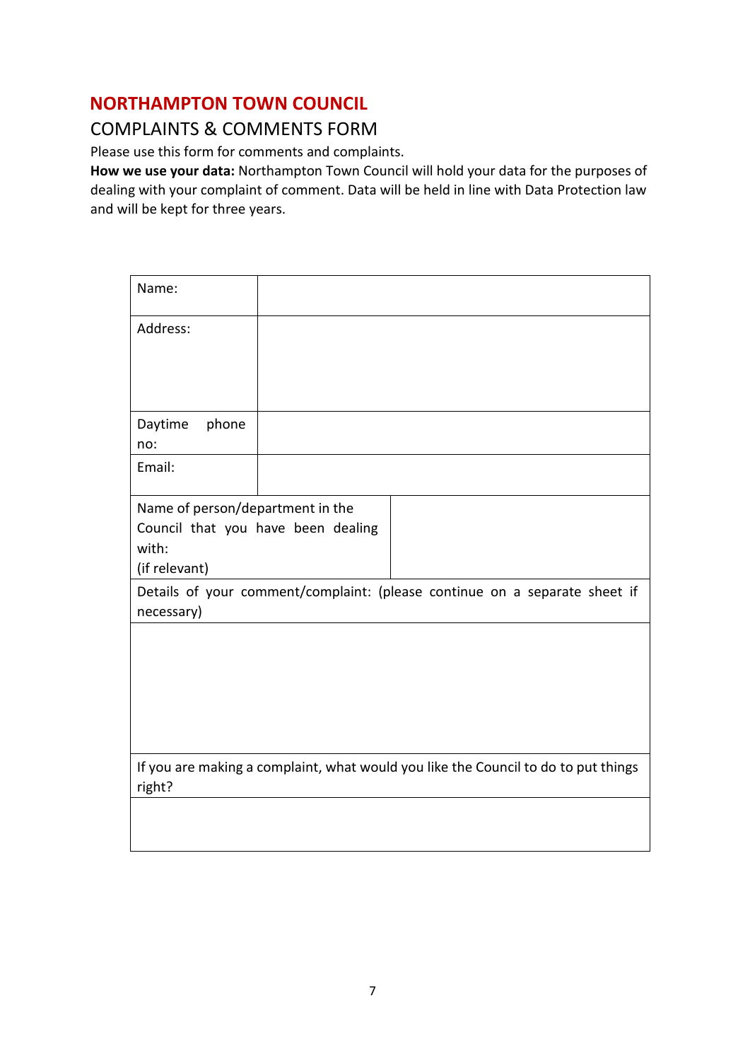# NORTHAMPTON TOWN COUNCIL

## COMPLAINTS & COMMENTS FORM

Please use this form for comments and complaints.

**How we use your data:** Northampton Town Council will hold your data for the purposes of dealing with your complaint of comment. Data will be held in line with Data Protection law and will be kept for three years.

| | |
|---|---|
| Name: | |
| Address: | |
| Daytime phone no: | |
| Email: | |
| Name of person/department in the Council that you have been dealing with: (if relevant) | |
| Details of your comment/complaint: (please continue on a separate sheet if necessary) | |
| | |
| If you are making a complaint, what would you like the Council to do to put things right? | |
| | |